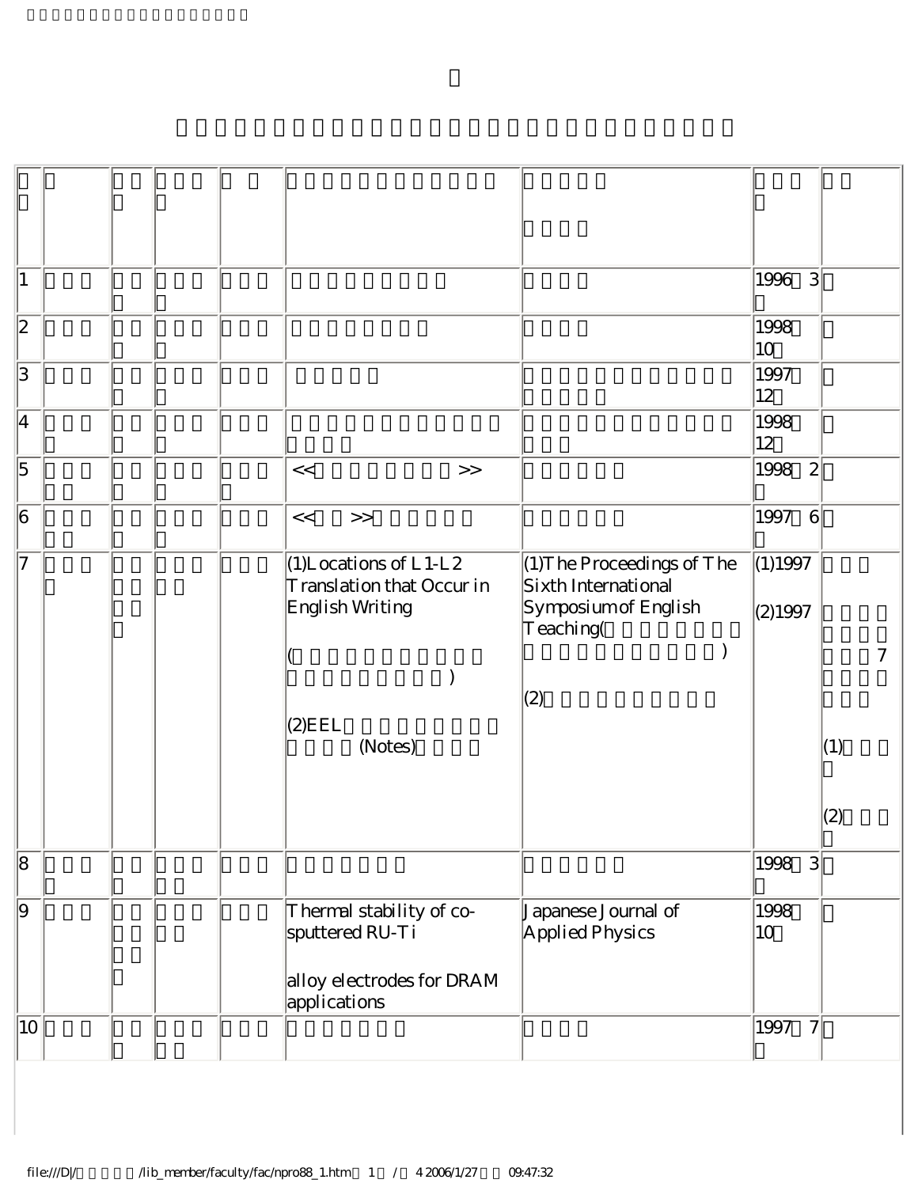| | | | | | | | | |
|---|---|---|---|---|---|---|---|---|
| 1 | | | | | | | 1996 3 | |
| 2 | | | | | | | 1998 10 | |
| 3 | | | | | | | 1997 12 | |
| 4 | | | | | | | 1998 12 | |
| 5 | | | | | << >> | | 1998 2 | |
| 6 | | | | | << >> | | 1997 6 | |
| 7 | | | | | (1)Locations of L1-L2 Translation that Occur in English Writing ( ) (2)EEL (Notes) | (1)The Proceedings of The Sixth International Symposium of English Teaching( ) (2) | (1)1997 (2)1997 | 7 (1) (2) |
| 8 | | | | | | | 1998 3 | |
| 9 | | | | | Thermal stability of co-sputtered RU-Ti alloy electrodes for DRAM applications | Japanese Journal of Applied Physics | 1998 10 | |
| 10 | | | | | | | 1997 7 | |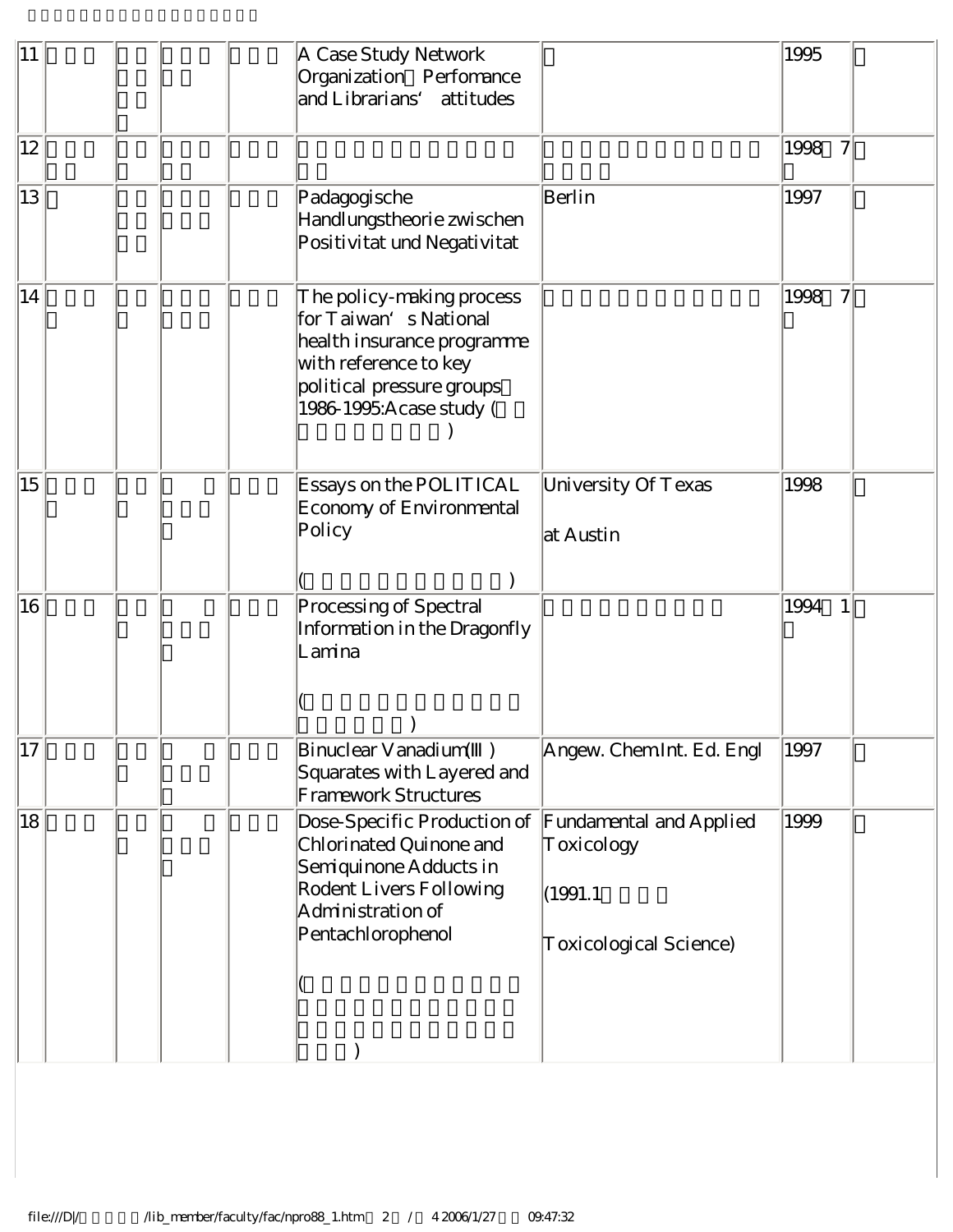| 11 | | | | | A Case Study Network Organization Perfomance and Librarians' attitudes | | 1995 | |
|---|---|---|---|---|---|---|---|---|
| 12 | | | | | | | 1998 7 | |
| 13 | | | | | Padagogische Handlungstheorie zwischen Positivitat und Negativitat | Berlin | 1997 | |
| 14 | | | | | The policy-making process for Taiwan's National health insurance programme with reference to key political pressure groups 1986-1995:Acase study ( ) | | 1998 7 | |
| 15 | | | | | Essays on the POLITICAL Economy of Environmental Policy ( ) | University Of Texas at Austin | 1998 | |
| 16 | | | | | Processing of Spectral Information in the Dragonfly Lamina ( ) | | 1994 1 | |
| 17 | | | | | Binuclear Vanadium(III ) Squarates with Layered and Framework Structures | Angew. Chem.Int. Ed. Engl | 1997 | |
| 18 | | | | | Dose-Specific Production of Chlorinated Quinone and Semiquinone Adducts in Rodent Livers Following Administration of Pentachlorophenol ( ) | Fundamental and Applied Toxicology (1991.1 Toxicological Science) | 1999 | |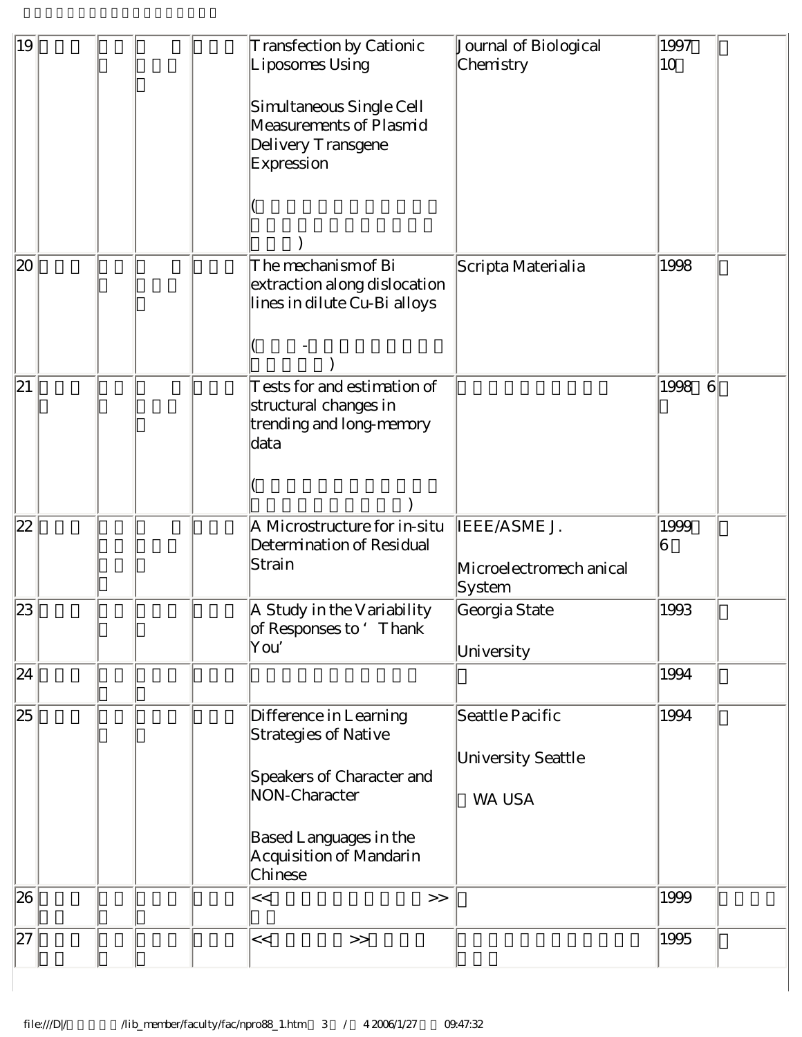| | | | | | | | | |
|---|---|---|---|---|---|---|---|---|
| 19 | | | | | Transfection by Cationic Liposomes Using Simultaneous Single Cell Measurements of Plasmid Delivery Transgene Expression | Journal of Biological Chemistry | 1997 10 | |
| 20 | | | | | The mechanism of Bi extraction along dislocation lines in dilute Cu-Bi alloys | Scripta Materialia | 1998 | |
| 21 | | | | | Tests for and estimation of structural changes in trending and long-memory data | | 1998 6 | |
| 22 | | | | | A Microstructure for in-situ Determination of Residual Strain | IEEE/ASME J. Microelectromech anical System | 1999 6 | |
| 23 | | | | | A Study in the Variability of Responses to 'Thank You' | Georgia State University | 1993 | |
| 24 | | | | | | | 1994 | |
| 25 | | | | | Difference in Learning Strategies of Native Speakers of Character and NON-Character Based Languages in the Acquisition of Mandarin Chinese | Seattle Pacific University Seattle WA USA | 1994 | |
| 26 | | | | | << >> | | 1999 | |
| 27 | | | | | << >> | | 1995 | |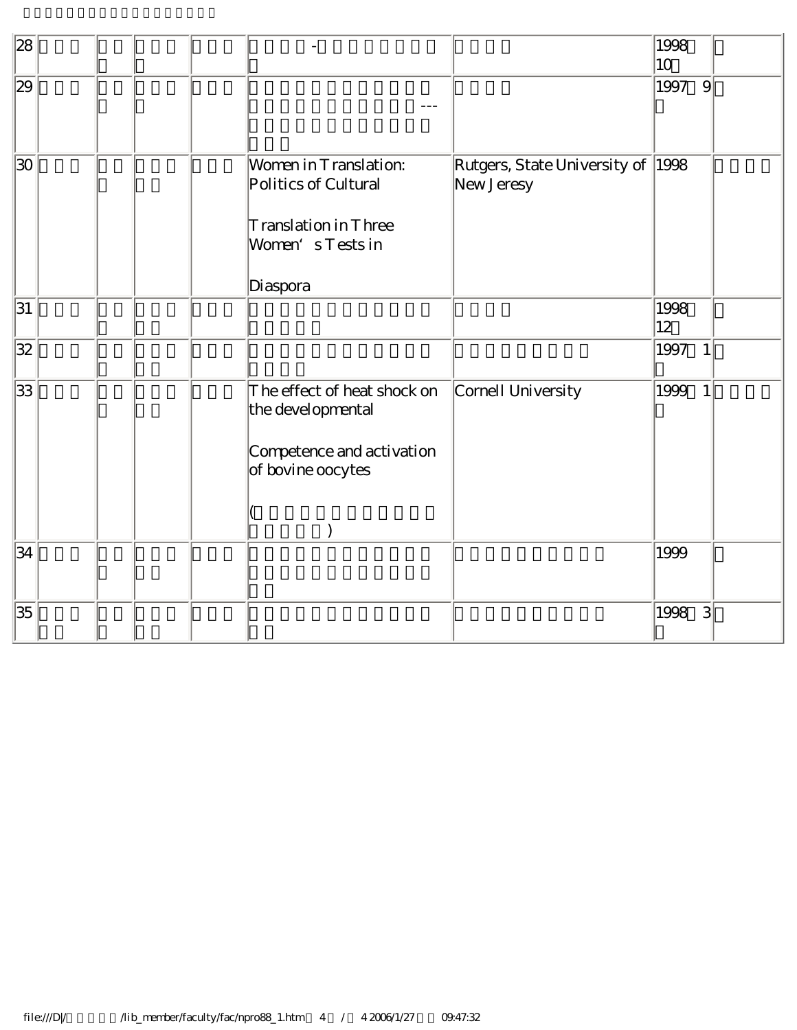| | | | | | | | | |
|---|---|---|---|---|---|---|---|---|
| 28 | | | | | - | | 1998 10 | |
| 29 | | | | | --- | | 1997 9 | |
| 30 | | | | | Women in Translation: Politics of Cultural Translation in Three Women's Tests in Diaspora | Rutgers, State University of New Jeresy | 1998 | |
| 31 | | | | | | | 1998 12 | |
| 32 | | | | | | | 1997 1 | |
| 33 | | | | | The effect of heat shock on the developmental Competence and activation of bovine oocytes ( ) | Cornell University | 1999 1 | |
| 34 | | | | | | | 1999 | |
| 35 | | | | | | | 1998 3 | |